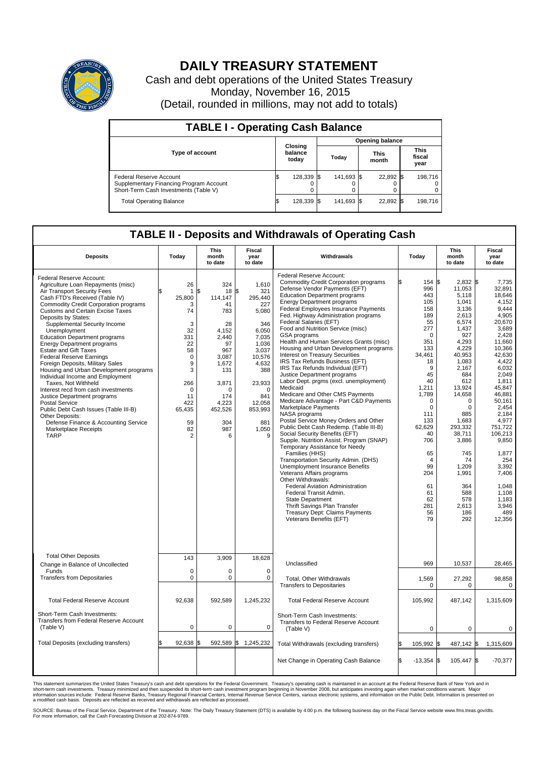# DAILY TREASURY STATEMENT

Cash and debt operations of the United States Treasury

Monday, November 16, 2015

(Detail, rounded in millions, may not add to totals)

## TABLE I - Operating Cash Balance

| Type of account | Closing balance today | Opening balance Today | Opening balance This month | Opening balance This fiscal year |
|---|---|---|---|---|
| Federal Reserve Account | $ 128,339 | $ 141,693 | $ 22,892 | $ 198,716 |
| Supplementary Financing Program Account | 0 | 0 | 0 | 0 |
| Short-Term Cash Investments (Table V) | 0 | 0 | 0 | 0 |
| Total Operating Balance | $ 128,339 | $ 141,693 | $ 22,892 | $ 198,716 |

## TABLE II - Deposits and Withdrawals of Operating Cash

| Deposits | Today | This month to date | Fiscal year to date |
|---|---|---|---|
| Federal Reserve Account: | | | |
| Agriculture Loan Repayments (misc) | $ 26 | 324 | 1,610 |
| Air Transport Security Fees | 1 | $ 18 | $ 321 |
| Cash FTD's Received (Table IV) | 25,800 | 114,147 | 295,440 |
| Commodity Credit Corporation programs | 3 | 41 | 227 |
| Customs and Certain Excise Taxes | 74 | 783 | 5,080 |
| Deposits by States: | | | |
| Supplemental Security Income | 3 | 28 | 346 |
| Unemployment | 32 | 4,152 | 6,050 |
| Education Department programs | 331 | 2,440 | 7,035 |
| Energy Department programs | 22 | 97 | 1,036 |
| Estate and Gift Taxes | 58 | 967 | 3,037 |
| Federal Reserve Earnings | 0 | 3,087 | 10,576 |
| Foreign Deposits, Military Sales | 9 | 1,672 | 4,632 |
| Housing and Urban Development programs | 3 | 131 | 388 |
| Individual Income and Employment Taxes, Not Withheld | 266 | 3,871 | 23,933 |
| Interest recd from cash investments | 0 | 0 | 0 |
| Justice Department programs | 11 | 174 | 841 |
| Postal Service | 422 | 4,223 | 12,058 |
| Public Debt Cash Issues (Table III-B) | 65,435 | 452,526 | 853,993 |
| Other Deposits: | | | |
| Defense Finance & Accounting Service | 59 | 304 | 881 |
| Marketplace Receipts | 82 | 987 | 1,050 |
| TARP | 2 | 6 | 9 |
| Total Other Deposits | 143 | 3,909 | 18,628 |
| Change in Balance of Uncollected Funds | 0 | 0 | 0 |
| Transfers from Depositaries | 0 | 0 | 0 |
| Total Federal Reserve Account | 92,638 | 592,589 | 1,245,232 |
| Short-Term Cash Investments: Transfers from Federal Reserve Account (Table V) | 0 | 0 | 0 |
| Total Deposits (excluding transfers) | $ 92,638 | $ 592,589 | $ 1,245,232 |

| Withdrawals | Today | This month to date | Fiscal year to date |
|---|---|---|---|
| Federal Reserve Account: | | | |
| Commodity Credit Corporation programs | $ 154 | $ 2,832 | $ 7,735 |
| Defense Vendor Payments (EFT) | 996 | 11,053 | 32,891 |
| Education Department programs | 443 | 5,118 | 18,646 |
| Energy Department programs | 105 | 1,041 | 4,152 |
| Federal Employees Insurance Payments | 158 | 3,136 | 9,444 |
| Fed. Highway Administration programs | 189 | 2,613 | 4,905 |
| Federal Salaries (EFT) | 55 | 6,574 | 20,670 |
| Food and Nutrition Service (misc) | 277 | 1,437 | 3,689 |
| GSA programs | 0 | 927 | 2,428 |
| Health and Human Services Grants (misc) | 351 | 4,293 | 11,660 |
| Housing and Urban Development programs | 133 | 4,229 | 10,366 |
| Interest on Treasury Securities | 34,461 | 40,953 | 42,630 |
| IRS Tax Refunds Business (EFT) | 18 | 1,083 | 4,422 |
| IRS Tax Refunds Individual (EFT) | 9 | 2,167 | 6,032 |
| Justice Department programs | 45 | 684 | 2,049 |
| Labor Dept. prgms (excl. unemployment) | 40 | 612 | 1,811 |
| Medicaid | 1,211 | 13,924 | 45,847 |
| Medicare and Other CMS Payments | 1,789 | 14,658 | 46,881 |
| Medicare Advantage - Part C&D Payments | 0 | 0 | 50,161 |
| Marketplace Payments | 0 | 0 | 2,454 |
| NASA programs | 111 | 885 | 2,184 |
| Postal Service Money Orders and Other | 133 | 1,683 | 4,977 |
| Public Debt Cash Redemp. (Table III-B) | 62,629 | 293,332 | 751,722 |
| Social Security Benefits (EFT) | 40 | 38,711 | 106,213 |
| Supple. Nutrition Assist. Program (SNAP) | 706 | 3,886 | 9,850 |
| Temporary Assistance for Needy Families (HHS) | 65 | 745 | 1,877 |
| Transportation Security Admin. (DHS) | 4 | 74 | 254 |
| Unemployment Insurance Benefits | 99 | 1,209 | 3,392 |
| Veterans Affairs programs | 204 | 1,991 | 7,406 |
| Other Withdrawals: | | | |
| Federal Aviation Administration | 61 | 364 | 1,048 |
| Federal Transit Admin. | 61 | 588 | 1,108 |
| State Department | 62 | 578 | 1,183 |
| Thrift Savings Plan Transfer | 281 | 2,613 | 3,946 |
| Treasury Dept: Claims Payments | 56 | 186 | 489 |
| Veterans Benefits (EFT) | 79 | 292 | 12,356 |
| Unclassified | 969 | 10,537 | 28,465 |
| Total, Other Withdrawals | 1,569 | 27,292 | 98,858 |
| Transfers to Depositaries | 0 | 0 | 0 |
| Total Federal Reserve Account | 105,992 | 487,142 | 1,315,609 |
| Short-Term Cash Investments: Transfers to Federal Reserve Account (Table V) | 0 | 0 | 0 |
| Total Withdrawals (excluding transfers) | $ 105,992 | $ 487,142 | $ 1,315,609 |
| Net Change in Operating Cash Balance | $ -13,354 | $ 105,447 | $ -70,377 |

This statement summarizes the United States Treasury's cash and debt operations for the Federal Government. Treasury's operating cash is maintained in an account at the Federal Reserve Bank of New York and in short-term cash investments. Treasury minimized and then suspended its short-term cash investment program beginning in November 2008, but anticipates investing again when market conditions warrant. Major information sources include: Federal Reserve Banks, Treasury Regional Financial Centers, Internal Revenue Service Centers, various electronic systems, and information on the Public Debt. Information is presented on a modified cash basis. Deposits are reflected as received and withdrawals are reflected as processed.

SOURCE: Bureau of the Fiscal Service, Department of the Treasury. Note: The Daily Treasury Statement (DTS) is available by 4:00 p.m. the following business day on the Fiscal Service website www.fms.treas.gov/dts. For more information, call the Cash Forecasting Division at 202-874-9789.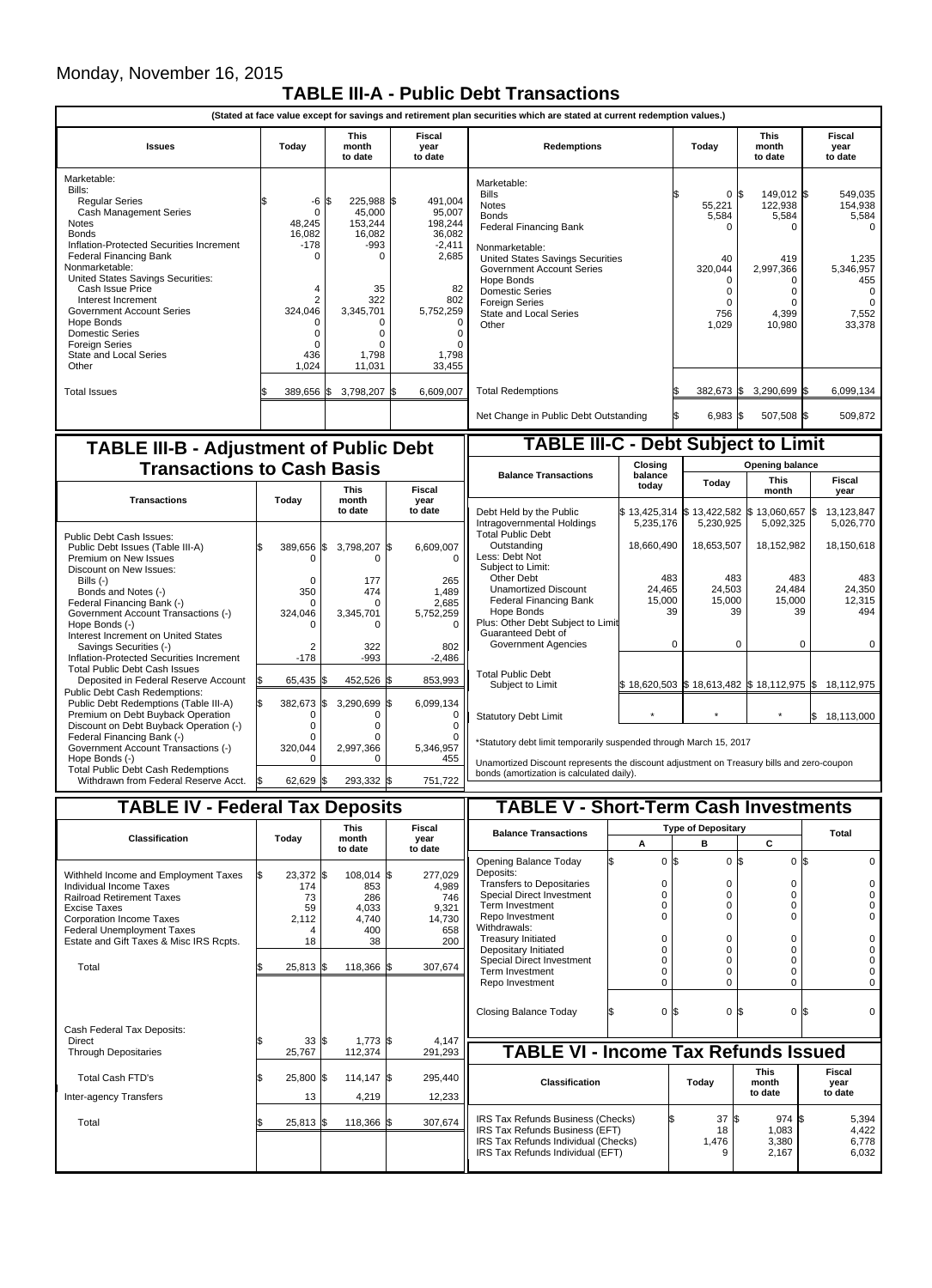Monday, November 16, 2015

# TABLE III-A - Public Debt Transactions

(Stated at face value except for savings and retirement plan securities which are stated at current redemption values.)

| Issues | Today | This month to date | Fiscal year to date |
|---|---|---|---|
| Marketable: | | | |
| Bills: | | | |
| Regular Series | $ -6 | $ 225,988 | $ 491,004 |
| Cash Management Series | 0 | 45,000 | 95,007 |
| Notes | 48,245 | 153,244 | 198,244 |
| Bonds | 16,082 | 16,082 | 36,082 |
| Inflation-Protected Securities Increment | -178 | -993 | -2,411 |
| Federal Financing Bank | 0 | 0 | 2,685 |
| Nonmarketable: | | | |
| United States Savings Securities: | | | |
| Cash Issue Price | 4 | 35 | 82 |
| Interest Increment | 2 | 322 | 802 |
| Government Account Series | 324,046 | 3,345,701 | 5,752,259 |
| Hope Bonds | 0 | 0 | 0 |
| Domestic Series | 0 | 0 | 0 |
| Foreign Series | 0 | 0 | 0 |
| State and Local Series | 436 | 1,798 | 1,798 |
| Other | 1,024 | 11,031 | 33,455 |
| Total Issues | $ 389,656 | $ 3,798,207 | $ 6,609,007 |

| Redemptions | Today | This month to date | Fiscal year to date |
|---|---|---|---|
| Marketable: | | | |
| Bills | $ 0 | $ 149,012 | $ 549,035 |
| Notes | 55,221 | 122,938 | 154,938 |
| Bonds | 5,584 | 5,584 | 5,584 |
| Federal Financing Bank | 0 | 0 | 0 |
| Nonmarketable: | | | |
| United States Savings Securities | 40 | 419 | 1,235 |
| Government Account Series | 320,044 | 2,997,366 | 5,346,957 |
| Hope Bonds | 0 | 0 | 455 |
| Domestic Series | 0 | 0 | 0 |
| Foreign Series | 0 | 0 | 0 |
| State and Local Series | 756 | 4,399 | 7,552 |
| Other | 1,029 | 10,980 | 33,378 |
| Total Redemptions | $ 382,673 | $ 3,290,699 | $ 6,099,134 |
| Net Change in Public Debt Outstanding | $ 6,983 | $ 507,508 | $ 509,872 |

# TABLE III-B - Adjustment of Public Debt Transactions to Cash Basis

| Transactions | Today | This month to date | Fiscal year to date |
|---|---|---|---|
| Public Debt Cash Issues: | | | |
| Public Debt Issues (Table III-A) | $ 389,656 | $ 3,798,207 | $ 6,609,007 |
| Premium on New Issues | 0 | 0 | 0 |
| Discount on New Issues: | | | |
| Bills (-) | 0 | 177 | 265 |
| Bonds and Notes (-) | 350 | 474 | 1,489 |
| Federal Financing Bank (-) | 0 | 0 | 2,685 |
| Government Account Transactions (-) | 324,046 | 3,345,701 | 5,752,259 |
| Hope Bonds (-) | 0 | 0 | 0 |
| Interest Increment on United States Savings Securities (-) | 2 | 322 | 802 |
| Inflation-Protected Securities Increment | -178 | -993 | -2,486 |
| Total Public Debt Cash Issues Deposited in Federal Reserve Account | $ 65,435 | $ 452,526 | $ 853,993 |
| Public Debt Cash Redemptions: | | | |
| Public Debt Redemptions (Table III-A) | $ 382,673 | $ 3,290,699 | $ 6,099,134 |
| Premium on Debt Buyback Operation | 0 | 0 | 0 |
| Discount on Debt Buyback Operation (-) | 0 | 0 | 0 |
| Federal Financing Bank (-) | 0 | 0 | 0 |
| Government Account Transactions (-) | 320,044 | 2,997,366 | 5,346,957 |
| Hope Bonds (-) | 0 | 0 | 455 |
| Total Public Debt Cash Redemptions Withdrawn from Federal Reserve Acct. | $ 62,629 | $ 293,332 | $ 751,722 |

# TABLE III-C - Debt Subject to Limit

| Balance Transactions | Closing balance today | Opening balance Today | Opening balance This month | Opening balance Fiscal year |
|---|---|---|---|---|
| Debt Held by the Public | $ 13,425,314 | $ 13,422,582 | $ 13,060,657 | $ 13,123,847 |
| Intragovernmental Holdings | 5,235,176 | 5,230,925 | 5,092,325 | 5,026,770 |
| Total Public Debt Outstanding | 18,660,490 | 18,653,507 | 18,152,982 | 18,150,618 |
| Less: Debt Not Subject to Limit: | | | | |
| Other Debt | 483 | 483 | 483 | 483 |
| Unamortized Discount | 24,465 | 24,503 | 24,484 | 24,350 |
| Federal Financing Bank | 15,000 | 15,000 | 15,000 | 12,315 |
| Hope Bonds | 39 | 39 | 39 | 494 |
| Plus: Other Debt Subject to Limit | | | | |
| Guaranteed Debt of Government Agencies | 0 | 0 | 0 | 0 |
| Total Public Debt Subject to Limit | $ 18,620,503 | $ 18,613,482 | $ 18,112,975 | $ 18,112,975 |
| Statutory Debt Limit | * | * | * | $ 18,113,000 |

*Statutory debt limit temporarily suspended through March 15, 2017

Unamortized Discount represents the discount adjustment on Treasury bills and zero-coupon bonds (amortization is calculated daily).

# TABLE IV - Federal Tax Deposits

| Classification | Today | This month to date | Fiscal year to date |
|---|---|---|---|
| Withheld Income and Employment Taxes | $ 23,372 | $ 108,014 | $ 277,029 |
| Individual Income Taxes | 174 | 853 | 4,989 |
| Railroad Retirement Taxes | 73 | 286 | 746 |
| Excise Taxes | 59 | 4,033 | 9,321 |
| Corporation Income Taxes | 2,112 | 4,740 | 14,730 |
| Federal Unemployment Taxes | 4 | 400 | 658 |
| Estate and Gift Taxes & Misc IRS Rcpts. | 18 | 38 | 200 |
| Total | $ 25,813 | $ 118,366 | $ 307,674 |
| Cash Federal Tax Deposits: | | | |
| Direct | $ 33 | $ 1,773 | $ 4,147 |
| Through Depositaries | 25,767 | 112,374 | 291,293 |
| Total Cash FTD's | $ 25,800 | $ 114,147 | $ 295,440 |
| Inter-agency Transfers | 13 | 4,219 | 12,233 |
| Total | $ 25,813 | $ 118,366 | $ 307,674 |

# TABLE V - Short-Term Cash Investments

| Balance Transactions | Type of Depositary A | Type of Depositary B | Type of Depositary C | Total |
|---|---|---|---|---|
| Opening Balance Today | $ 0 | $ 0 | $ 0 | $ 0 |
| Deposits: | | | | |
| Transfers to Depositaries | 0 | 0 | 0 | 0 |
| Special Direct Investment | 0 | 0 | 0 | 0 |
| Term Investment | 0 | 0 | 0 | 0 |
| Repo Investment | 0 | 0 | 0 | 0 |
| Withdrawals: | | | | |
| Treasury Initiated | 0 | 0 | 0 | 0 |
| Depositary Initiated | 0 | 0 | 0 | 0 |
| Special Direct Investment | 0 | 0 | 0 | 0 |
| Term Investment | 0 | 0 | 0 | 0 |
| Repo Investment | 0 | 0 | 0 | 0 |
| Closing Balance Today | $ 0 | $ 0 | $ 0 | $ 0 |

# TABLE VI - Income Tax Refunds Issued

| Classification | Today | This month to date | Fiscal year to date |
|---|---|---|---|
| IRS Tax Refunds Business (Checks) | $ 37 | $ 974 | $ 5,394 |
| IRS Tax Refunds Business (EFT) | 18 | 1,083 | 4,422 |
| IRS Tax Refunds Individual (Checks) | 1,476 | 3,380 | 6,778 |
| IRS Tax Refunds Individual (EFT) | 9 | 2,167 | 6,032 |